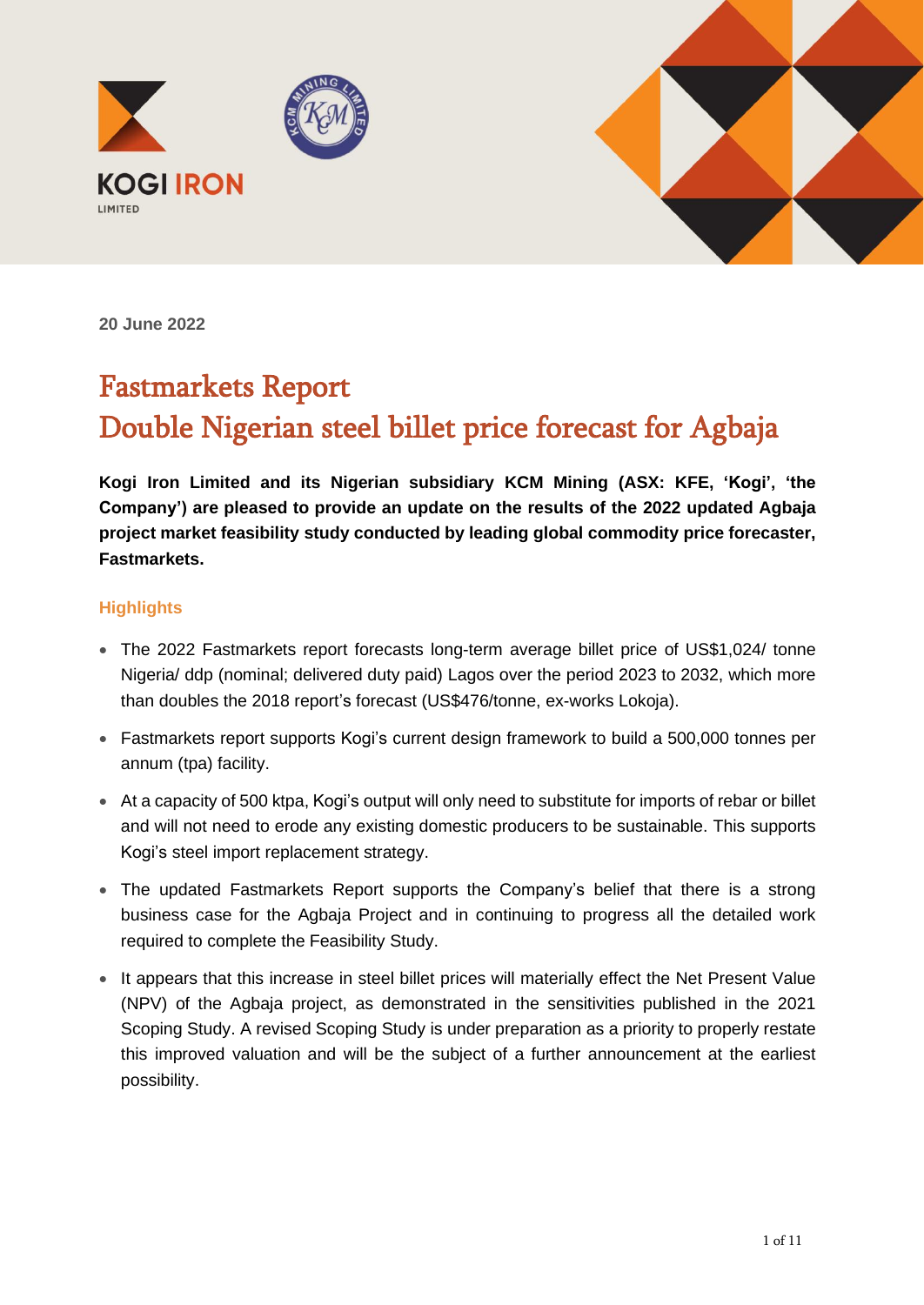KOGI IRON LIMITED

20 June 2022

# Fastmarkets Report
# Double Nigerian steel billet price forecast for Agbaja

**Kogi Iron Limited and its Nigerian subsidiary KCM Mining (ASX: KFE, 'Kogi', 'the Company') are pleased to provide an update on the results of the 2022 updated Agbaja project market feasibility study conducted by leading global commodity price forecaster, Fastmarkets.**

## Highlights

- The 2022 Fastmarkets report forecasts long-term average billet price of US$1,024/ tonne Nigeria/ ddp (nominal; delivered duty paid) Lagos over the period 2023 to 2032, which more than doubles the 2018 report's forecast (US$476/tonne, ex-works Lokoja).
- Fastmarkets report supports Kogi's current design framework to build a 500,000 tonnes per annum (tpa) facility.
- At a capacity of 500 ktpa, Kogi's output will only need to substitute for imports of rebar or billet and will not need to erode any existing domestic producers to be sustainable. This supports Kogi's steel import replacement strategy.
- The updated Fastmarkets Report supports the Company's belief that there is a strong business case for the Agbaja Project and in continuing to progress all the detailed work required to complete the Feasibility Study.
- It appears that this increase in steel billet prices will materially effect the Net Present Value (NPV) of the Agbaja project, as demonstrated in the sensitivities published in the 2021 Scoping Study. A revised Scoping Study is under preparation as a priority to properly restate this improved valuation and will be the subject of a further announcement at the earliest possibility.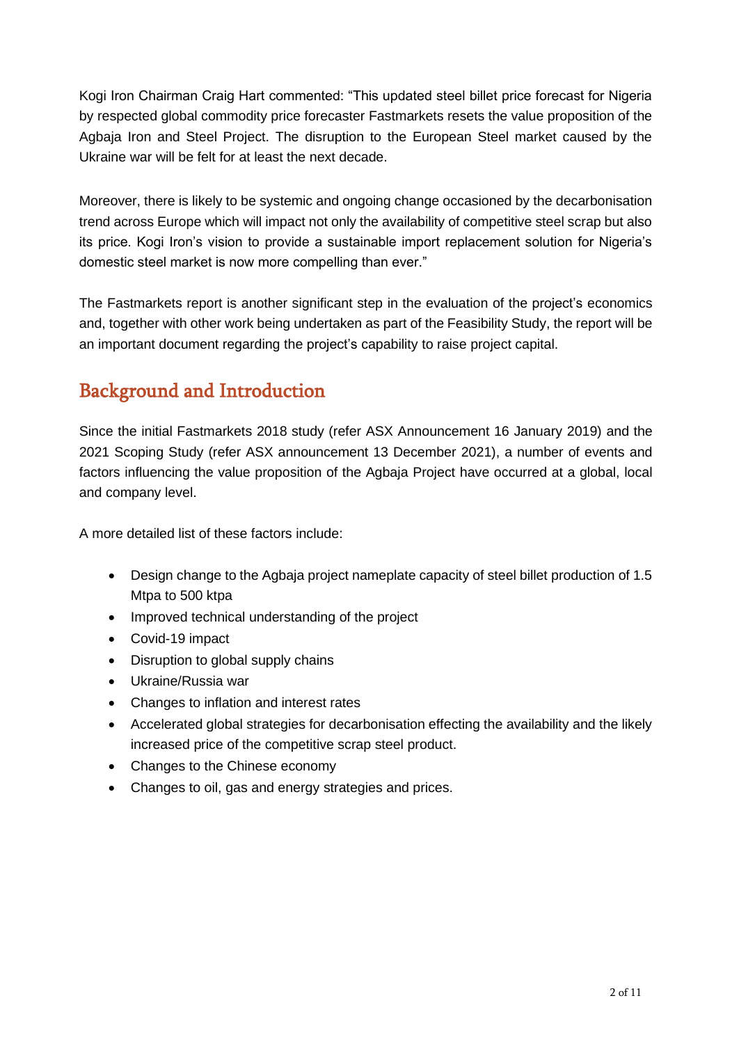Kogi Iron Chairman Craig Hart commented: “This updated steel billet price forecast for Nigeria by respected global commodity price forecaster Fastmarkets resets the value proposition of the Agbaja Iron and Steel Project. The disruption to the European Steel market caused by the Ukraine war will be felt for at least the next decade.

Moreover, there is likely to be systemic and ongoing change occasioned by the decarbonisation trend across Europe which will impact not only the availability of competitive steel scrap but also its price. Kogi Iron’s vision to provide a sustainable import replacement solution for Nigeria’s domestic steel market is now more compelling than ever.”

The Fastmarkets report is another significant step in the evaluation of the project’s economics and, together with other work being undertaken as part of the Feasibility Study, the report will be an important document regarding the project’s capability to raise project capital.

## Background and Introduction

Since the initial Fastmarkets 2018 study (refer ASX Announcement 16 January 2019) and the 2021 Scoping Study (refer ASX announcement 13 December 2021), a number of events and factors influencing the value proposition of the Agbaja Project have occurred at a global, local and company level.

A more detailed list of these factors include:

- Design change to the Agbaja project nameplate capacity of steel billet production of 1.5 Mtpa to 500 ktpa
- Improved technical understanding of the project
- Covid-19 impact
- Disruption to global supply chains
- Ukraine/Russia war
- Changes to inflation and interest rates
- Accelerated global strategies for decarbonisation effecting the availability and the likely increased price of the competitive scrap steel product.
- Changes to the Chinese economy
- Changes to oil, gas and energy strategies and prices.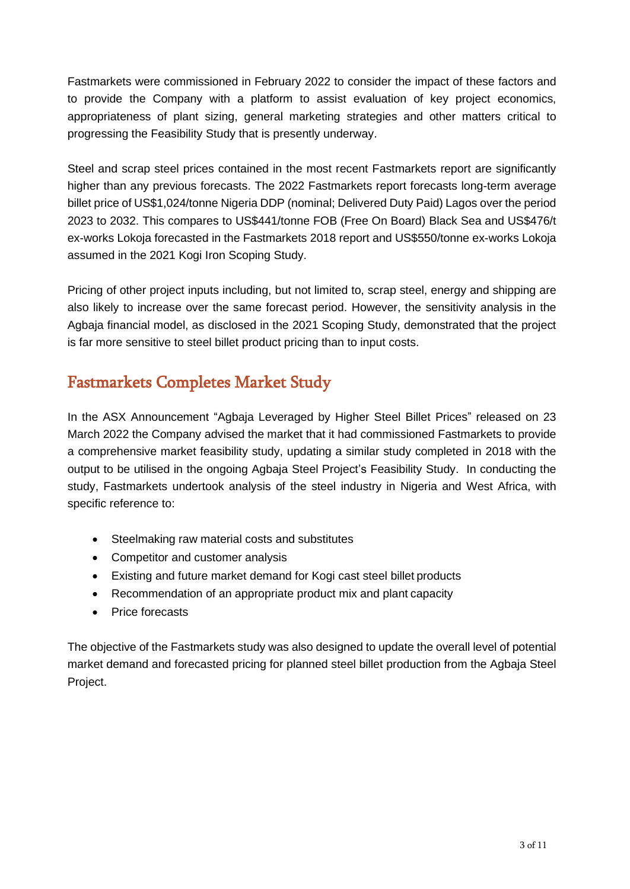Fastmarkets were commissioned in February 2022 to consider the impact of these factors and to provide the Company with a platform to assist evaluation of key project economics, appropriateness of plant sizing, general marketing strategies and other matters critical to progressing the Feasibility Study that is presently underway.

Steel and scrap steel prices contained in the most recent Fastmarkets report are significantly higher than any previous forecasts. The 2022 Fastmarkets report forecasts long-term average billet price of US$1,024/tonne Nigeria DDP (nominal; Delivered Duty Paid) Lagos over the period 2023 to 2032. This compares to US$441/tonne FOB (Free On Board) Black Sea and US$476/t ex-works Lokoja forecasted in the Fastmarkets 2018 report and US$550/tonne ex-works Lokoja assumed in the 2021 Kogi Iron Scoping Study.

Pricing of other project inputs including, but not limited to, scrap steel, energy and shipping are also likely to increase over the same forecast period. However, the sensitivity analysis in the Agbaja financial model, as disclosed in the 2021 Scoping Study, demonstrated that the project is far more sensitive to steel billet product pricing than to input costs.

## Fastmarkets Completes Market Study

In the ASX Announcement "Agbaja Leveraged by Higher Steel Billet Prices" released on 23 March 2022 the Company advised the market that it had commissioned Fastmarkets to provide a comprehensive market feasibility study, updating a similar study completed in 2018 with the output to be utilised in the ongoing Agbaja Steel Project's Feasibility Study. In conducting the study, Fastmarkets undertook analysis of the steel industry in Nigeria and West Africa, with specific reference to:

- Steelmaking raw material costs and substitutes
- Competitor and customer analysis
- Existing and future market demand for Kogi cast steel billet products
- Recommendation of an appropriate product mix and plant capacity
- Price forecasts

The objective of the Fastmarkets study was also designed to update the overall level of potential market demand and forecasted pricing for planned steel billet production from the Agbaja Steel Project.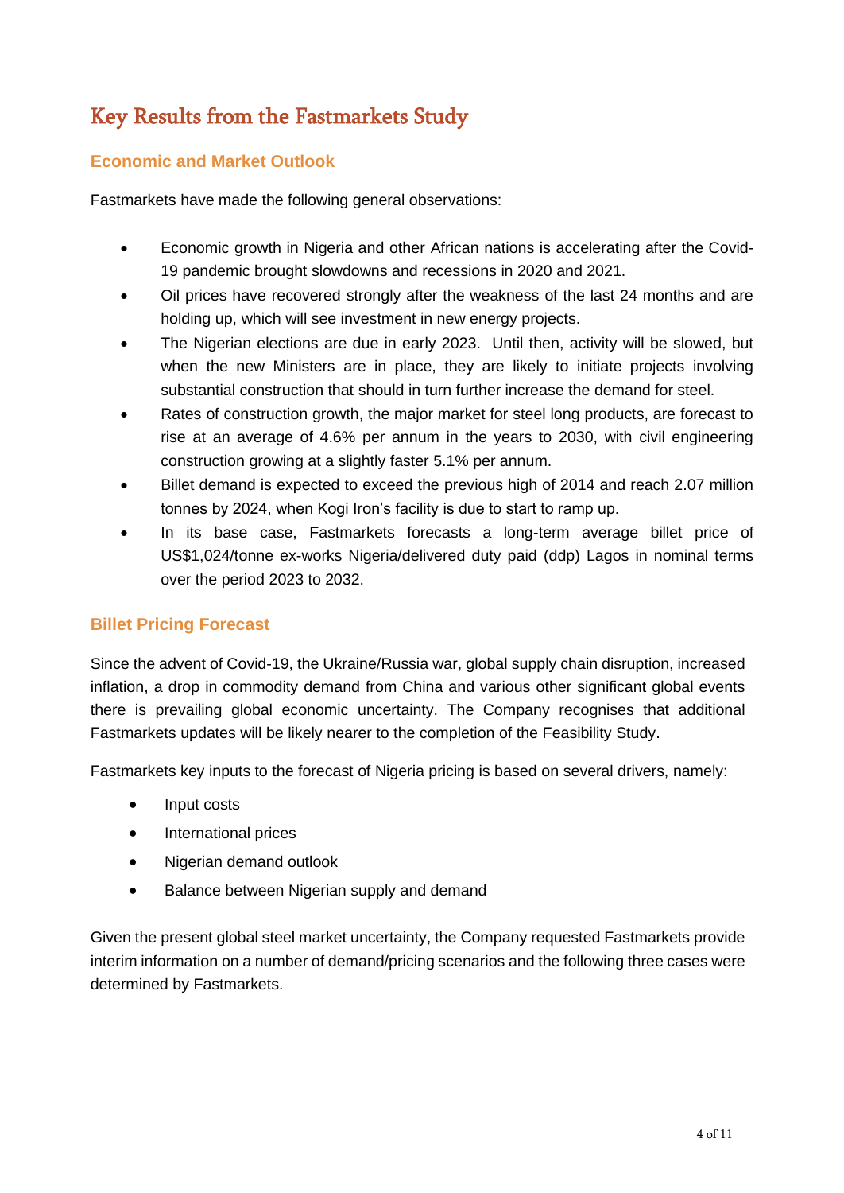# Key Results from the Fastmarkets Study

## Economic and Market Outlook

Fastmarkets have made the following general observations:

- Economic growth in Nigeria and other African nations is accelerating after the Covid-19 pandemic brought slowdowns and recessions in 2020 and 2021.
- Oil prices have recovered strongly after the weakness of the last 24 months and are holding up, which will see investment in new energy projects.
- The Nigerian elections are due in early 2023. Until then, activity will be slowed, but when the new Ministers are in place, they are likely to initiate projects involving substantial construction that should in turn further increase the demand for steel.
- Rates of construction growth, the major market for steel long products, are forecast to rise at an average of 4.6% per annum in the years to 2030, with civil engineering construction growing at a slightly faster 5.1% per annum.
- Billet demand is expected to exceed the previous high of 2014 and reach 2.07 million tonnes by 2024, when Kogi Iron's facility is due to start to ramp up.
- In its base case, Fastmarkets forecasts a long-term average billet price of US$1,024/tonne ex-works Nigeria/delivered duty paid (ddp) Lagos in nominal terms over the period 2023 to 2032.

## Billet Pricing Forecast

Since the advent of Covid-19, the Ukraine/Russia war, global supply chain disruption, increased inflation, a drop in commodity demand from China and various other significant global events there is prevailing global economic uncertainty. The Company recognises that additional Fastmarkets updates will be likely nearer to the completion of the Feasibility Study.

Fastmarkets key inputs to the forecast of Nigeria pricing is based on several drivers, namely:

- Input costs
- International prices
- Nigerian demand outlook
- Balance between Nigerian supply and demand

Given the present global steel market uncertainty, the Company requested Fastmarkets provide interim information on a number of demand/pricing scenarios and the following three cases were determined by Fastmarkets.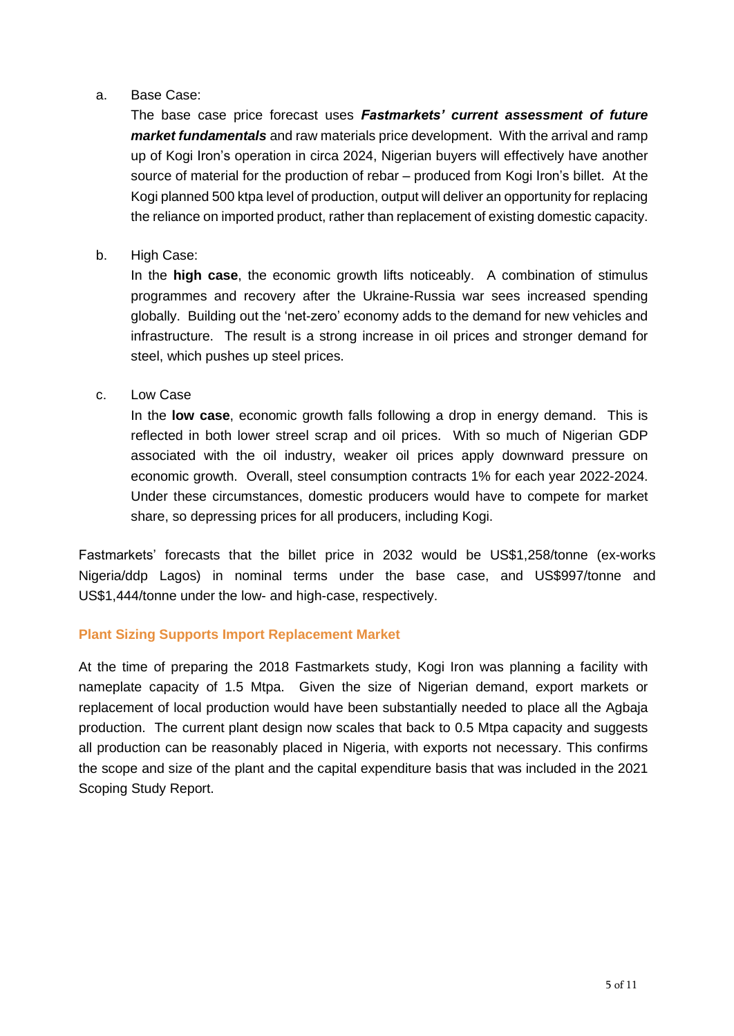a. Base Case:

The base case price forecast uses ***Fastmarkets' current assessment of future market fundamentals*** and raw materials price development. With the arrival and ramp up of Kogi Iron's operation in circa 2024, Nigerian buyers will effectively have another source of material for the production of rebar – produced from Kogi Iron's billet. At the Kogi planned 500 ktpa level of production, output will deliver an opportunity for replacing the reliance on imported product, rather than replacement of existing domestic capacity.

b. High Case:

In the **high case**, the economic growth lifts noticeably. A combination of stimulus programmes and recovery after the Ukraine-Russia war sees increased spending globally. Building out the 'net-zero' economy adds to the demand for new vehicles and infrastructure. The result is a strong increase in oil prices and stronger demand for steel, which pushes up steel prices.

c. Low Case

In the **low case**, economic growth falls following a drop in energy demand. This is reflected in both lower streel scrap and oil prices. With so much of Nigerian GDP associated with the oil industry, weaker oil prices apply downward pressure on economic growth. Overall, steel consumption contracts 1% for each year 2022-2024. Under these circumstances, domestic producers would have to compete for market share, so depressing prices for all producers, including Kogi.

Fastmarkets' forecasts that the billet price in 2032 would be US$1,258/tonne (ex-works Nigeria/ddp Lagos) in nominal terms under the base case, and US$997/tonne and US$1,444/tonne under the low- and high-case, respectively.

## Plant Sizing Supports Import Replacement Market

At the time of preparing the 2018 Fastmarkets study, Kogi Iron was planning a facility with nameplate capacity of 1.5 Mtpa. Given the size of Nigerian demand, export markets or replacement of local production would have been substantially needed to place all the Agbaja production. The current plant design now scales that back to 0.5 Mtpa capacity and suggests all production can be reasonably placed in Nigeria, with exports not necessary. This confirms the scope and size of the plant and the capital expenditure basis that was included in the 2021 Scoping Study Report.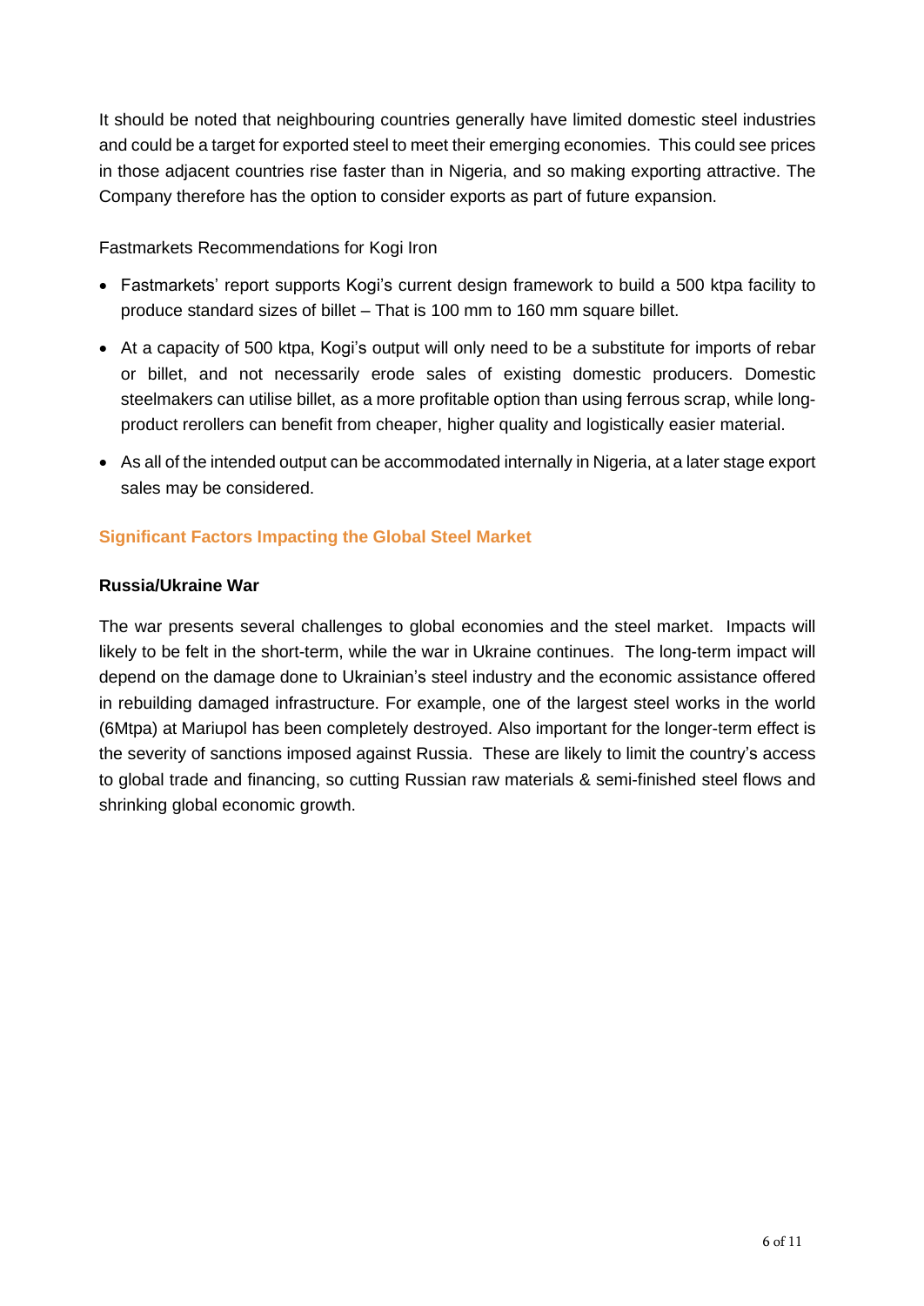It should be noted that neighbouring countries generally have limited domestic steel industries and could be a target for exported steel to meet their emerging economies.  This could see prices in those adjacent countries rise faster than in Nigeria, and so making exporting attractive. The Company therefore has the option to consider exports as part of future expansion.

Fastmarkets Recommendations for Kogi Iron

- Fastmarkets' report supports Kogi's current design framework to build a 500 ktpa facility to produce standard sizes of billet – That is 100 mm to 160 mm square billet.
- At a capacity of 500 ktpa, Kogi's output will only need to be a substitute for imports of rebar or billet, and not necessarily erode sales of existing domestic producers. Domestic steelmakers can utilise billet, as a more profitable option than using ferrous scrap, while long-product rerollers can benefit from cheaper, higher quality and logistically easier material.
- As all of the intended output can be accommodated internally in Nigeria, at a later stage export sales may be considered.

## Significant Factors Impacting the Global Steel Market

### Russia/Ukraine War

The war presents several challenges to global economies and the steel market.  Impacts will likely to be felt in the short-term, while the war in Ukraine continues.  The long-term impact will depend on the damage done to Ukrainian's steel industry and the economic assistance offered in rebuilding damaged infrastructure. For example, one of the largest steel works in the world (6Mtpa) at Mariupol has been completely destroyed. Also important for the longer-term effect is the severity of sanctions imposed against Russia.  These are likely to limit the country's access to global trade and financing, so cutting Russian raw materials & semi-finished steel flows and shrinking global economic growth.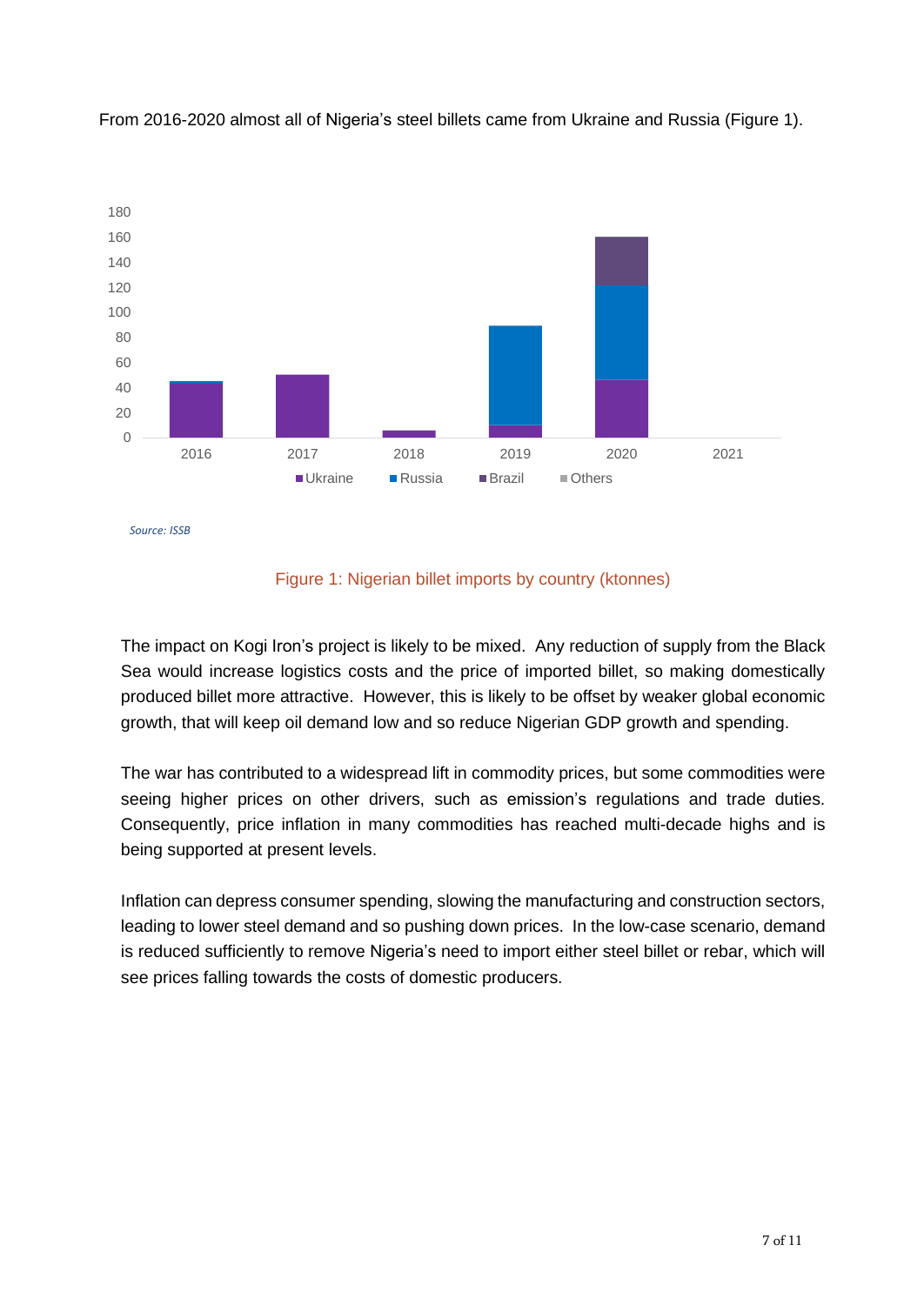From 2016-2020 almost all of Nigeria's steel billets came from Ukraine and Russia (Figure 1).

*Source: ISSB*

Figure 1: Nigerian billet imports by country (ktonnes)

The impact on Kogi Iron's project is likely to be mixed. Any reduction of supply from the Black Sea would increase logistics costs and the price of imported billet, so making domestically produced billet more attractive. However, this is likely to be offset by weaker global economic growth, that will keep oil demand low and so reduce Nigerian GDP growth and spending.

The war has contributed to a widespread lift in commodity prices, but some commodities were seeing higher prices on other drivers, such as emission's regulations and trade duties. Consequently, price inflation in many commodities has reached multi-decade highs and is being supported at present levels.

Inflation can depress consumer spending, slowing the manufacturing and construction sectors, leading to lower steel demand and so pushing down prices. In the low-case scenario, demand is reduced sufficiently to remove Nigeria's need to import either steel billet or rebar, which will see prices falling towards the costs of domestic producers.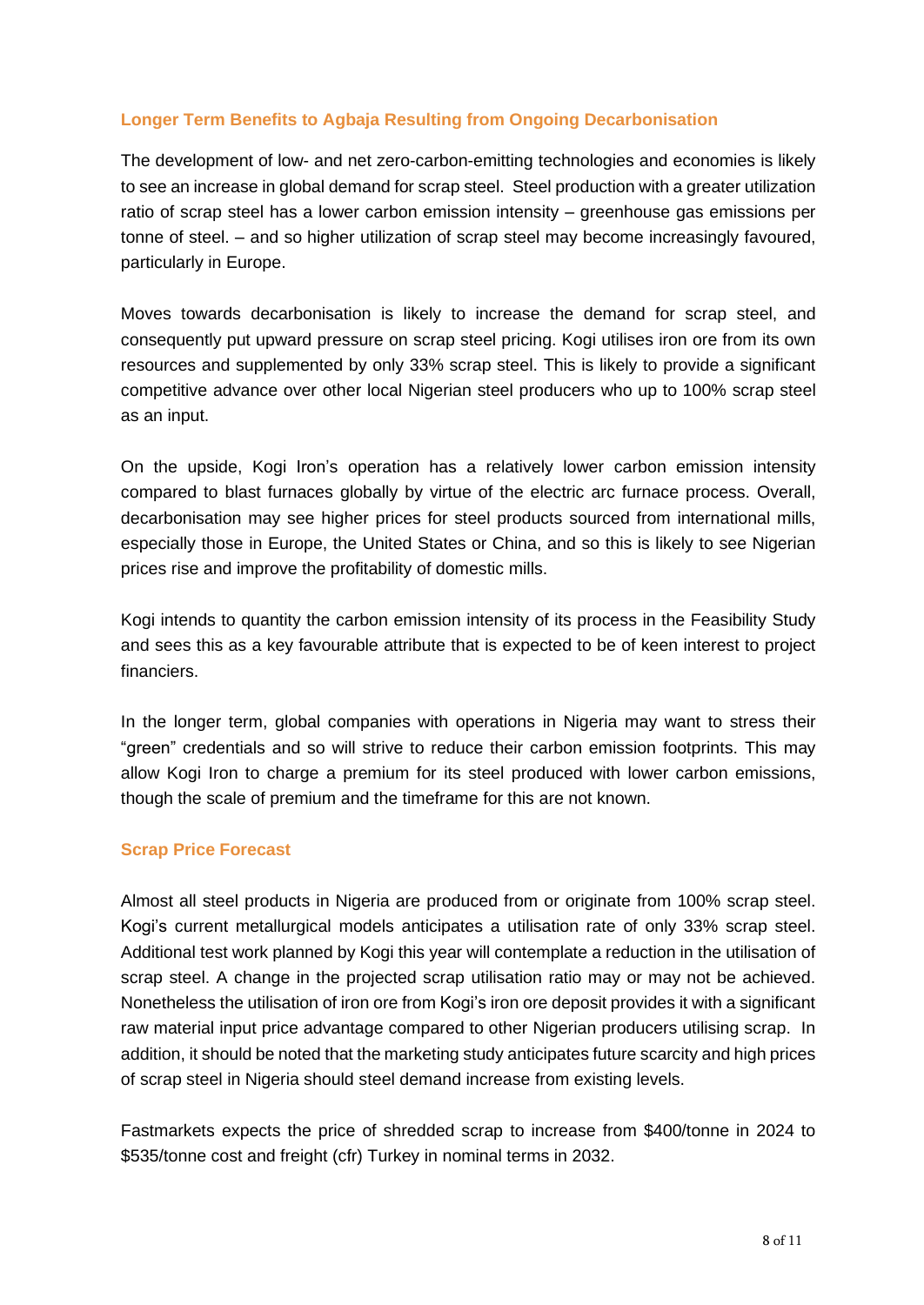### Longer Term Benefits to Agbaja Resulting from Ongoing Decarbonisation

The development of low- and net zero-carbon-emitting technologies and economies is likely to see an increase in global demand for scrap steel. Steel production with a greater utilization ratio of scrap steel has a lower carbon emission intensity – greenhouse gas emissions per tonne of steel. – and so higher utilization of scrap steel may become increasingly favoured, particularly in Europe.

Moves towards decarbonisation is likely to increase the demand for scrap steel, and consequently put upward pressure on scrap steel pricing. Kogi utilises iron ore from its own resources and supplemented by only 33% scrap steel. This is likely to provide a significant competitive advance over other local Nigerian steel producers who up to 100% scrap steel as an input.

On the upside, Kogi Iron's operation has a relatively lower carbon emission intensity compared to blast furnaces globally by virtue of the electric arc furnace process. Overall, decarbonisation may see higher prices for steel products sourced from international mills, especially those in Europe, the United States or China, and so this is likely to see Nigerian prices rise and improve the profitability of domestic mills.

Kogi intends to quantity the carbon emission intensity of its process in the Feasibility Study and sees this as a key favourable attribute that is expected to be of keen interest to project financiers.

In the longer term, global companies with operations in Nigeria may want to stress their "green" credentials and so will strive to reduce their carbon emission footprints. This may allow Kogi Iron to charge a premium for its steel produced with lower carbon emissions, though the scale of premium and the timeframe for this are not known.

### Scrap Price Forecast

Almost all steel products in Nigeria are produced from or originate from 100% scrap steel. Kogi's current metallurgical models anticipates a utilisation rate of only 33% scrap steel. Additional test work planned by Kogi this year will contemplate a reduction in the utilisation of scrap steel. A change in the projected scrap utilisation ratio may or may not be achieved. Nonetheless the utilisation of iron ore from Kogi's iron ore deposit provides it with a significant raw material input price advantage compared to other Nigerian producers utilising scrap. In addition, it should be noted that the marketing study anticipates future scarcity and high prices of scrap steel in Nigeria should steel demand increase from existing levels.

Fastmarkets expects the price of shredded scrap to increase from $400/tonne in 2024 to $535/tonne cost and freight (cfr) Turkey in nominal terms in 2032.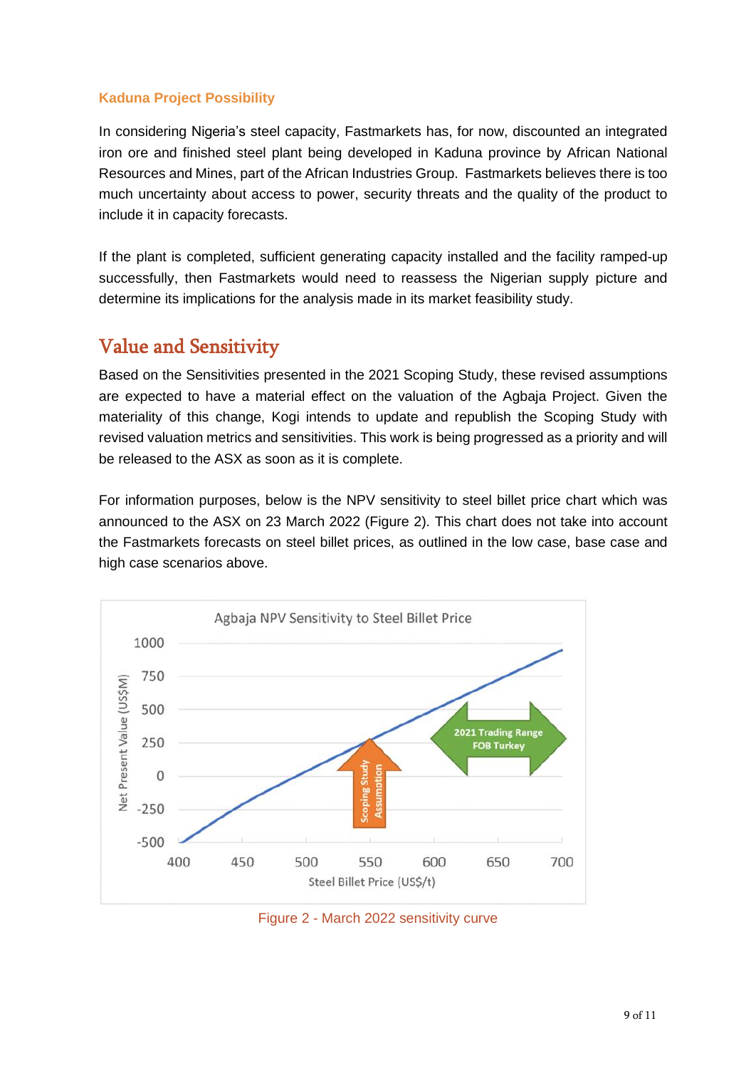### Kaduna Project Possibility

In considering Nigeria's steel capacity, Fastmarkets has, for now, discounted an integrated iron ore and finished steel plant being developed in Kaduna province by African National Resources and Mines, part of the African Industries Group. Fastmarkets believes there is too much uncertainty about access to power, security threats and the quality of the product to include it in capacity forecasts.

If the plant is completed, sufficient generating capacity installed and the facility ramped-up successfully, then Fastmarkets would need to reassess the Nigerian supply picture and determine its implications for the analysis made in its market feasibility study.

## Value and Sensitivity

Based on the Sensitivities presented in the 2021 Scoping Study, these revised assumptions are expected to have a material effect on the valuation of the Agbaja Project. Given the materiality of this change, Kogi intends to update and republish the Scoping Study with revised valuation metrics and sensitivities. This work is being progressed as a priority and will be released to the ASX as soon as it is complete.

For information purposes, below is the NPV sensitivity to steel billet price chart which was announced to the ASX on 23 March 2022 (Figure 2). This chart does not take into account the Fastmarkets forecasts on steel billet prices, as outlined in the low case, base case and high case scenarios above.

Figure 2 - March 2022 sensitivity curve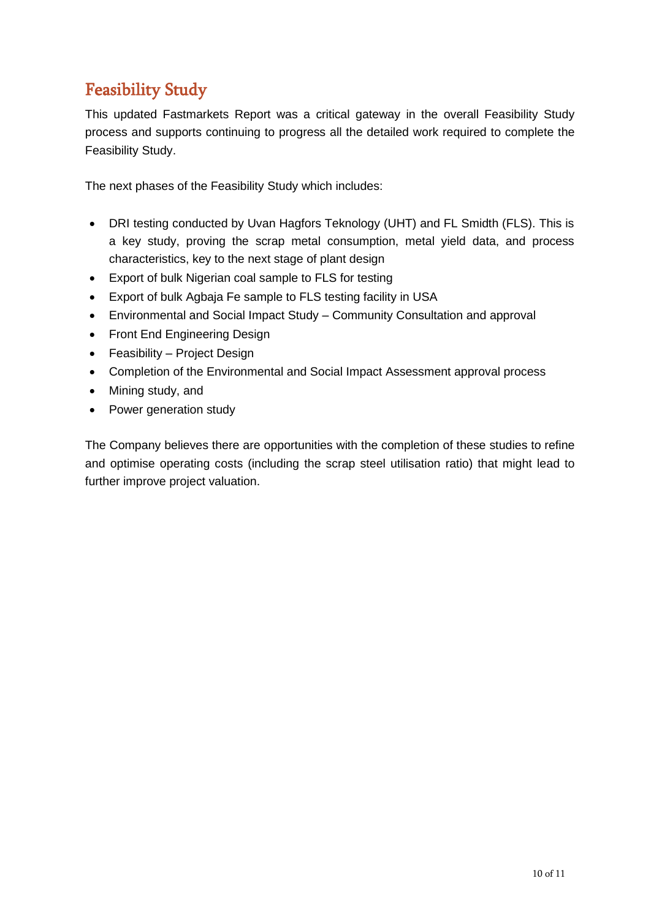## Feasibility Study

This updated Fastmarkets Report was a critical gateway in the overall Feasibility Study process and supports continuing to progress all the detailed work required to complete the Feasibility Study.

The next phases of the Feasibility Study which includes:

- DRI testing conducted by Uvan Hagfors Teknology (UHT) and FL Smidth (FLS). This is a key study, proving the scrap metal consumption, metal yield data, and process characteristics, key to the next stage of plant design
- Export of bulk Nigerian coal sample to FLS for testing
- Export of bulk Agbaja Fe sample to FLS testing facility in USA
- Environmental and Social Impact Study – Community Consultation and approval
- Front End Engineering Design
- Feasibility – Project Design
- Completion of the Environmental and Social Impact Assessment approval process
- Mining study, and
- Power generation study

The Company believes there are opportunities with the completion of these studies to refine and optimise operating costs (including the scrap steel utilisation ratio) that might lead to further improve project valuation.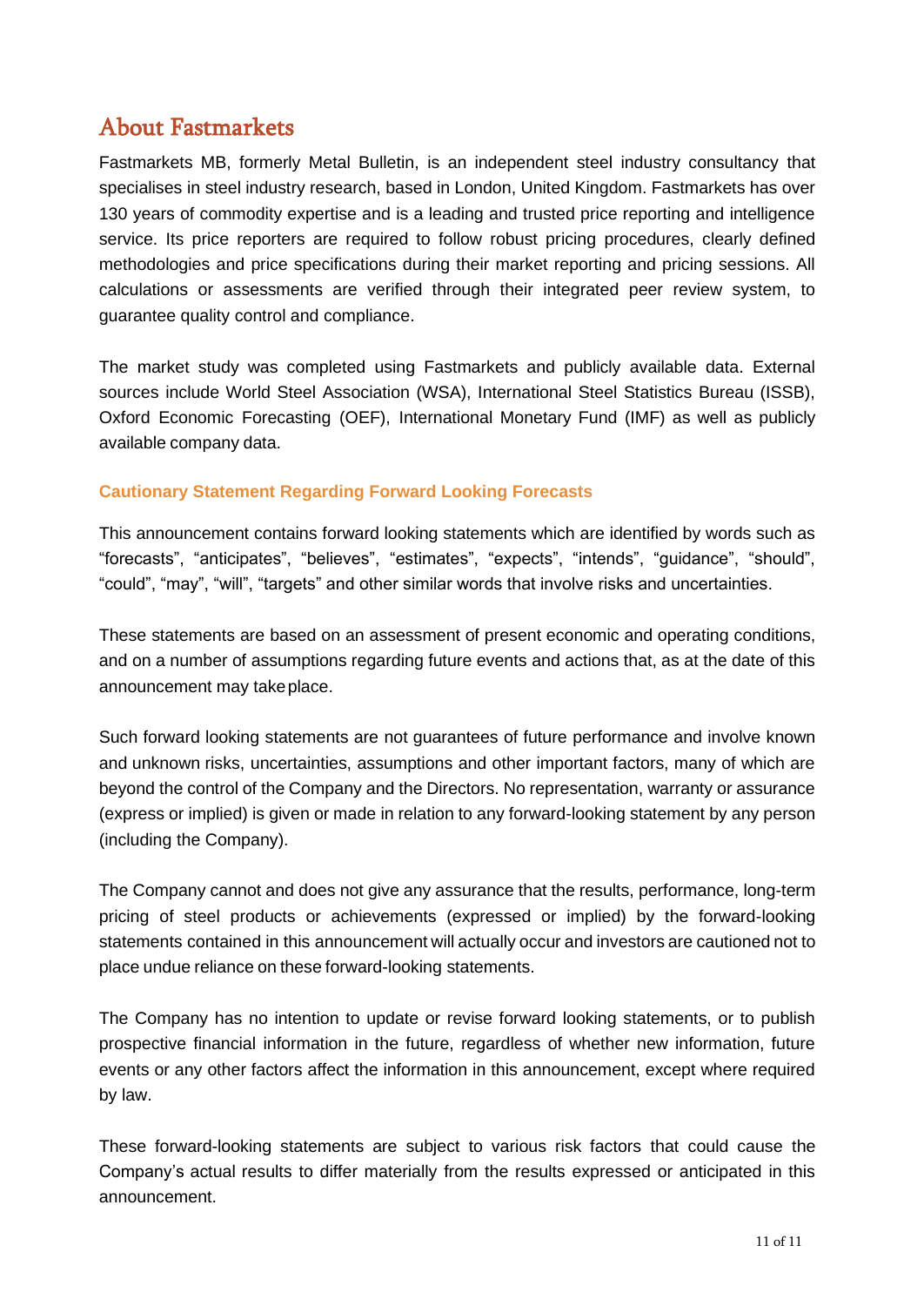## About Fastmarkets

Fastmarkets MB, formerly Metal Bulletin, is an independent steel industry consultancy that specialises in steel industry research, based in London, United Kingdom. Fastmarkets has over 130 years of commodity expertise and is a leading and trusted price reporting and intelligence service. Its price reporters are required to follow robust pricing procedures, clearly defined methodologies and price specifications during their market reporting and pricing sessions. All calculations or assessments are verified through their integrated peer review system, to guarantee quality control and compliance.

The market study was completed using Fastmarkets and publicly available data. External sources include World Steel Association (WSA), International Steel Statistics Bureau (ISSB), Oxford Economic Forecasting (OEF), International Monetary Fund (IMF) as well as publicly available company data.

### Cautionary Statement Regarding Forward Looking Forecasts

This announcement contains forward looking statements which are identified by words such as "forecasts", "anticipates", "believes", "estimates", "expects", "intends", "guidance", "should", "could", "may", "will", "targets" and other similar words that involve risks and uncertainties.

These statements are based on an assessment of present economic and operating conditions, and on a number of assumptions regarding future events and actions that, as at the date of this announcement may take place.

Such forward looking statements are not guarantees of future performance and involve known and unknown risks, uncertainties, assumptions and other important factors, many of which are beyond the control of the Company and the Directors. No representation, warranty or assurance (express or implied) is given or made in relation to any forward-looking statement by any person (including the Company).

The Company cannot and does not give any assurance that the results, performance, long-term pricing of steel products or achievements (expressed or implied) by the forward-looking statements contained in this announcement will actually occur and investors are cautioned not to place undue reliance on these forward-looking statements.

The Company has no intention to update or revise forward looking statements, or to publish prospective financial information in the future, regardless of whether new information, future events or any other factors affect the information in this announcement, except where required by law.

These forward-looking statements are subject to various risk factors that could cause the Company's actual results to differ materially from the results expressed or anticipated in this announcement.